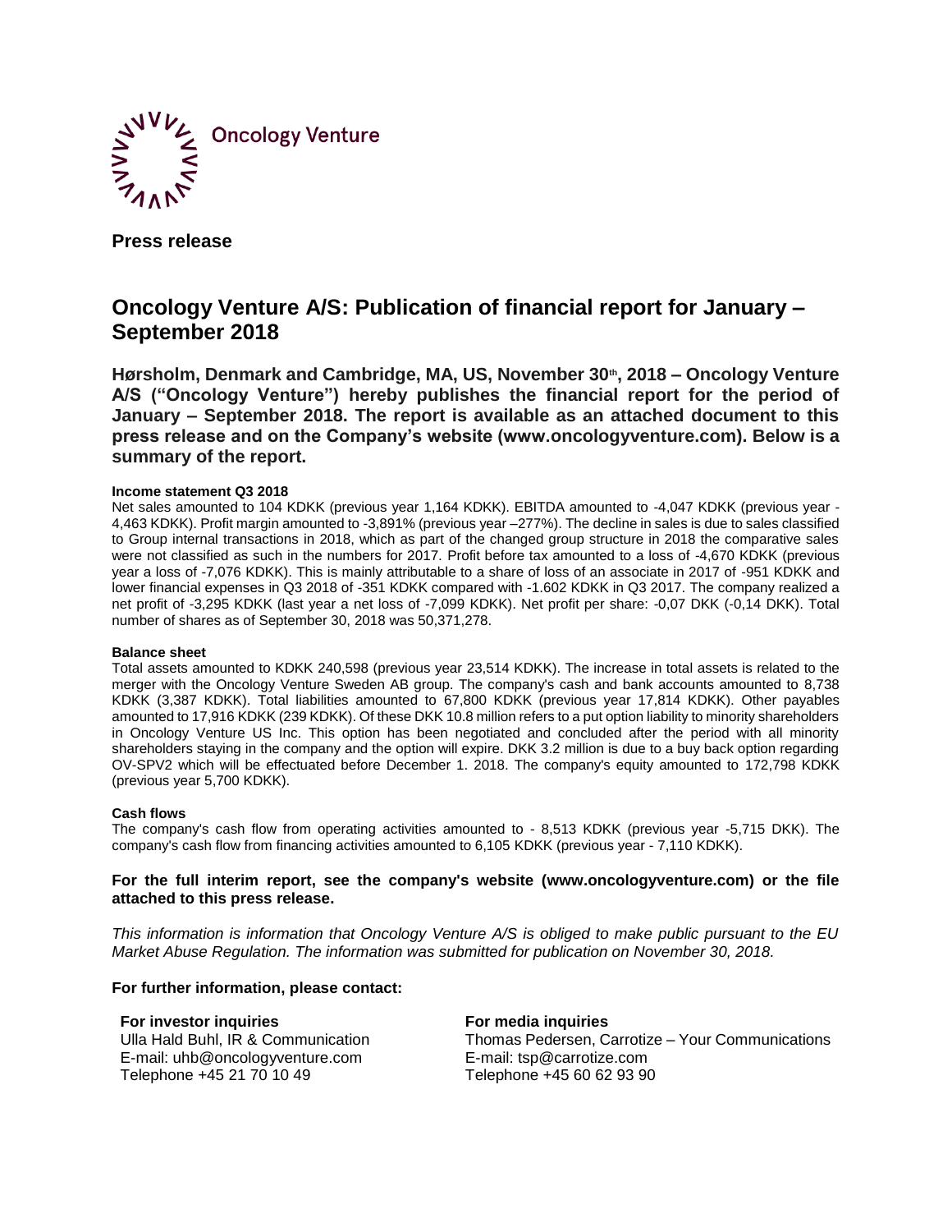Oncology Venture

**Press release**

# Oncology Venture A/S: Publication of financial report for January – September 2018

**Hørsholm, Denmark and Cambridge, MA, US, November 30th, 2018 – Oncology Venture A/S ("Oncology Venture") hereby publishes the financial report for the period of January – September 2018. The report is available as an attached document to this press release and on the Company's website (www.oncologyventure.com). Below is a summary of the report.**

#### Income statement Q3 2018

Net sales amounted to 104 KDKK (previous year 1,164 KDKK). EBITDA amounted to -4,047 KDKK (previous year -4,463 KDKK). Profit margin amounted to -3,891% (previous year –277%). The decline in sales is due to sales classified to Group internal transactions in 2018, which as part of the changed group structure in 2018 the comparative sales were not classified as such in the numbers for 2017. Profit before tax amounted to a loss of -4,670 KDKK (previous year a loss of -7,076 KDKK). This is mainly attributable to a share of loss of an associate in 2017 of -951 KDKK and lower financial expenses in Q3 2018 of -351 KDKK compared with -1.602 KDKK in Q3 2017. The company realized a net profit of -3,295 KDKK (last year a net loss of -7,099 KDKK). Net profit per share: -0,07 DKK (-0,14 DKK). Total number of shares as of September 30, 2018 was 50,371,278.

#### Balance sheet

Total assets amounted to KDKK 240,598 (previous year 23,514 KDKK). The increase in total assets is related to the merger with the Oncology Venture Sweden AB group. The company's cash and bank accounts amounted to 8,738 KDKK (3,387 KDKK). Total liabilities amounted to 67,800 KDKK (previous year 17,814 KDKK). Other payables amounted to 17,916 KDKK (239 KDKK). Of these DKK 10.8 million refers to a put option liability to minority shareholders in Oncology Venture US Inc. This option has been negotiated and concluded after the period with all minority shareholders staying in the company and the option will expire. DKK 3.2 million is due to a buy back option regarding OV-SPV2 which will be effectuated before December 1. 2018. The company's equity amounted to 172,798 KDKK (previous year 5,700 KDKK).

#### Cash flows

The company's cash flow from operating activities amounted to - 8,513 KDKK (previous year -5,715 DKK). The company's cash flow from financing activities amounted to 6,105 KDKK (previous year - 7,110 KDKK).

**For the full interim report, see the company's website (www.oncologyventure.com) or the file attached to this press release.**

*This information is information that Oncology Venture A/S is obliged to make public pursuant to the EU Market Abuse Regulation. The information was submitted for publication on November 30, 2018.*

**For further information, please contact:**

**For investor inquiries**
Ulla Hald Buhl, IR & Communication
E-mail: uhb@oncologyventure.com
Telephone +45 21 70 10 49

**For media inquiries**
Thomas Pedersen, Carrotize – Your Communications
E-mail: tsp@carrotize.com
Telephone +45 60 62 93 90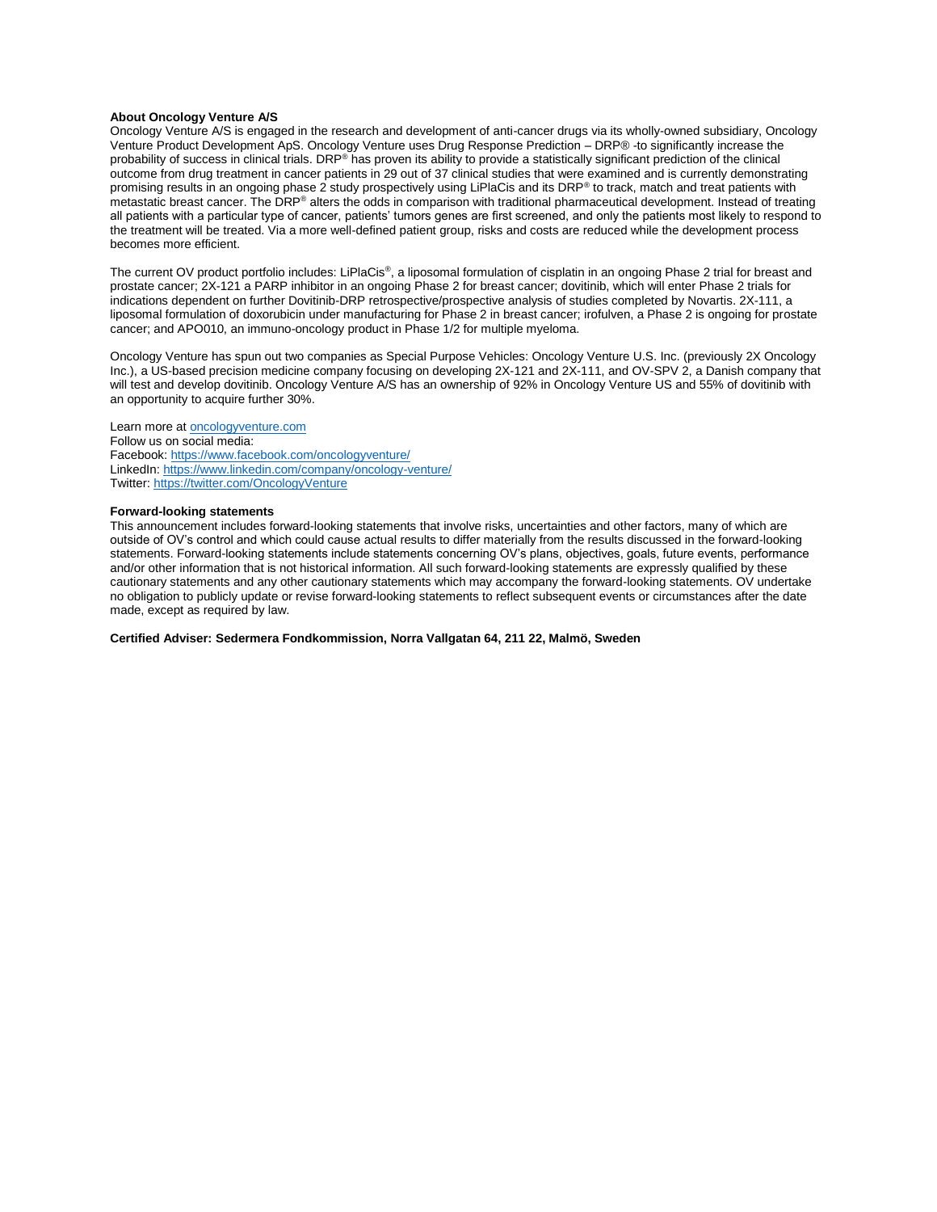**About Oncology Venture A/S**

Oncology Venture A/S is engaged in the research and development of anti-cancer drugs via its wholly-owned subsidiary, Oncology Venture Product Development ApS. Oncology Venture uses Drug Response Prediction – DRP® -to significantly increase the probability of success in clinical trials. DRP® has proven its ability to provide a statistically significant prediction of the clinical outcome from drug treatment in cancer patients in 29 out of 37 clinical studies that were examined and is currently demonstrating promising results in an ongoing phase 2 study prospectively using LiPlaCis and its DRP® to track, match and treat patients with metastatic breast cancer. The DRP® alters the odds in comparison with traditional pharmaceutical development. Instead of treating all patients with a particular type of cancer, patients' tumors genes are first screened, and only the patients most likely to respond to the treatment will be treated. Via a more well-defined patient group, risks and costs are reduced while the development process becomes more efficient.

The current OV product portfolio includes: LiPlaCis®, a liposomal formulation of cisplatin in an ongoing Phase 2 trial for breast and prostate cancer; 2X-121 a PARP inhibitor in an ongoing Phase 2 for breast cancer; dovitinib, which will enter Phase 2 trials for indications dependent on further Dovitinib-DRP retrospective/prospective analysis of studies completed by Novartis. 2X-111, a liposomal formulation of doxorubicin under manufacturing for Phase 2 in breast cancer; irofulven, a Phase 2 is ongoing for prostate cancer; and APO010, an immuno-oncology product in Phase 1/2 for multiple myeloma.

Oncology Venture has spun out two companies as Special Purpose Vehicles: Oncology Venture U.S. Inc. (previously 2X Oncology Inc.), a US-based precision medicine company focusing on developing 2X-121 and 2X-111, and OV-SPV 2, a Danish company that will test and develop dovitinib. Oncology Venture A/S has an ownership of 92% in Oncology Venture US and 55% of dovitinib with an opportunity to acquire further 30%.

Learn more at [oncologyventure.com](http://oncologyventure.com)
Follow us on social media:
Facebook: https://www.facebook.com/oncologyventure/
LinkedIn: https://www.linkedin.com/company/oncology-venture/
Twitter: https://twitter.com/OncologyVenture

**Forward-looking statements**

This announcement includes forward-looking statements that involve risks, uncertainties and other factors, many of which are outside of OV's control and which could cause actual results to differ materially from the results discussed in the forward-looking statements. Forward-looking statements include statements concerning OV's plans, objectives, goals, future events, performance and/or other information that is not historical information. All such forward-looking statements are expressly qualified by these cautionary statements and any other cautionary statements which may accompany the forward-looking statements. OV undertake no obligation to publicly update or revise forward-looking statements to reflect subsequent events or circumstances after the date made, except as required by law.

**Certified Adviser: Sedermera Fondkommission, Norra Vallgatan 64, 211 22, Malmö, Sweden**